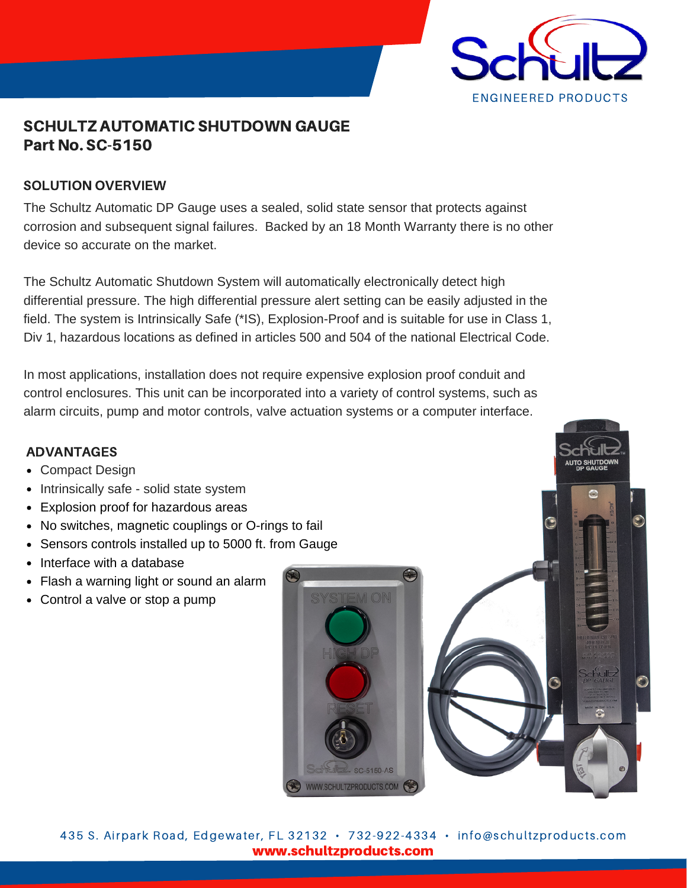# SCHULTZ AUTOMATIC SHUTDOWN GAUGE
## Part No. SC-5150

### SOLUTION OVERVIEW

The Schultz Automatic DP Gauge uses a sealed, solid state sensor that protects against corrosion and subsequent signal failures. Backed by an 18 Month Warranty there is no other device so accurate on the market.

The Schultz Automatic Shutdown System will automatically electronically detect high differential pressure. The high differential pressure alert setting can be easily adjusted in the field. The system is Intrinsically Safe (*IS), Explosion-Proof and is suitable for use in Class 1, Div 1, hazardous locations as defined in articles 500 and 504 of the national Electrical Code.

In most applications, installation does not require expensive explosion proof conduit and control enclosures. This unit can be incorporated into a variety of control systems, such as alarm circuits, pump and motor controls, valve actuation systems or a computer interface.

### ADVANTAGES

- Compact Design
- Intrinsically safe - solid state system
- Explosion proof for hazardous areas
- No switches, magnetic couplings or O-rings to fail
- Sensors controls installed up to 5000 ft. from Gauge
- Interface with a database
- Flash a warning light or sound an alarm
- Control a valve or stop a pump

435 S. Airpark Road, Edgewater, FL 32132 • 732-922-4334 • info@schultzproducts.com

**www.schultzproducts.com**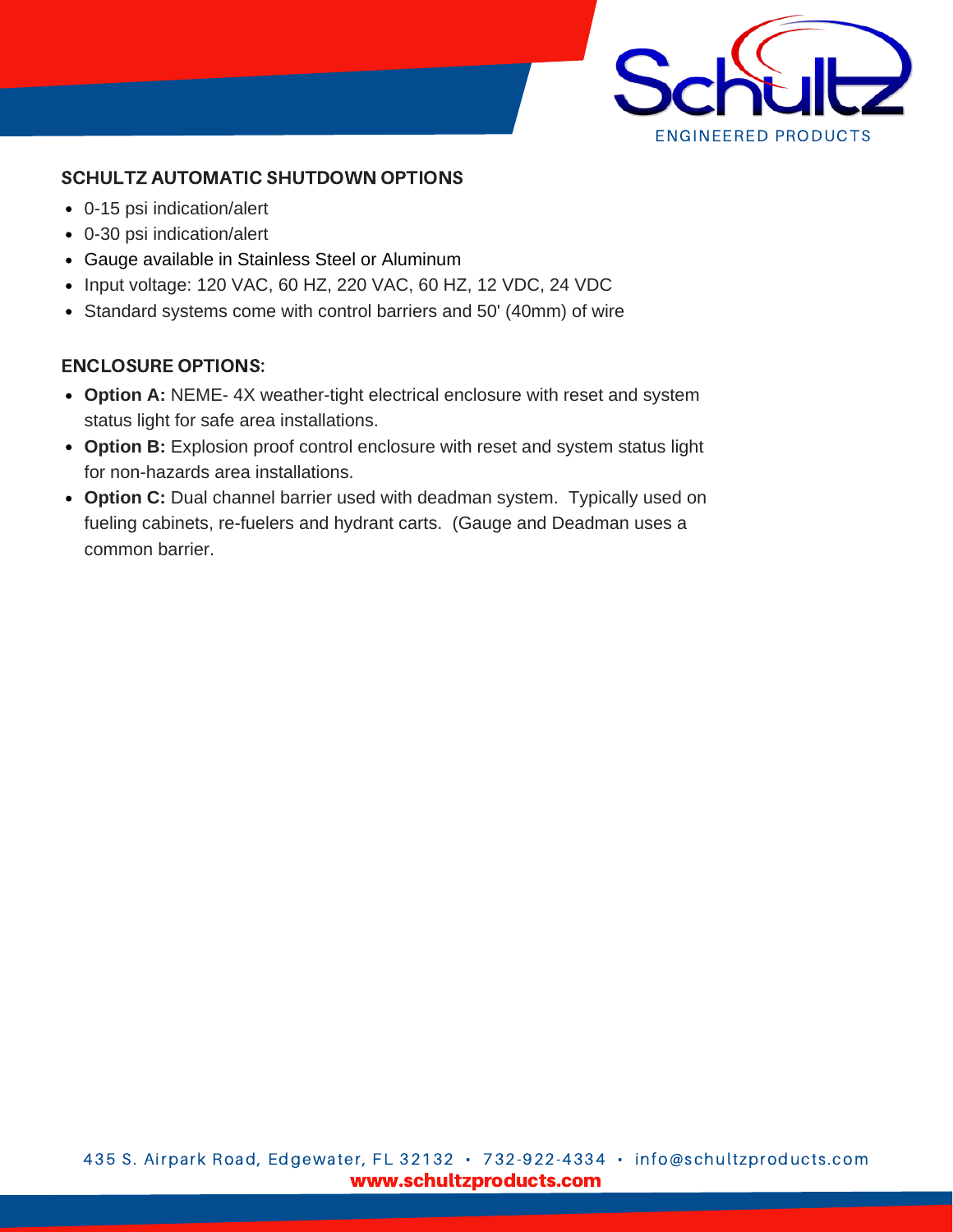## SCHULTZ AUTOMATIC SHUTDOWN OPTIONS

- 0-15 psi indication/alert
- 0-30 psi indication/alert
- Gauge available in Stainless Steel or Aluminum
- Input voltage: 120 VAC, 60 HZ, 220 VAC, 60 HZ, 12 VDC, 24 VDC
- Standard systems come with control barriers and 50' (40mm) of wire

## ENCLOSURE OPTIONS:

- **Option A:** NEME- 4X weather-tight electrical enclosure with reset and system status light for safe area installations.
- **Option B:** Explosion proof control enclosure with reset and system status light for non-hazards area installations.
- **Option C:** Dual channel barrier used with deadman system. Typically used on fueling cabinets, re-fuelers and hydrant carts. (Gauge and Deadman uses a common barrier.